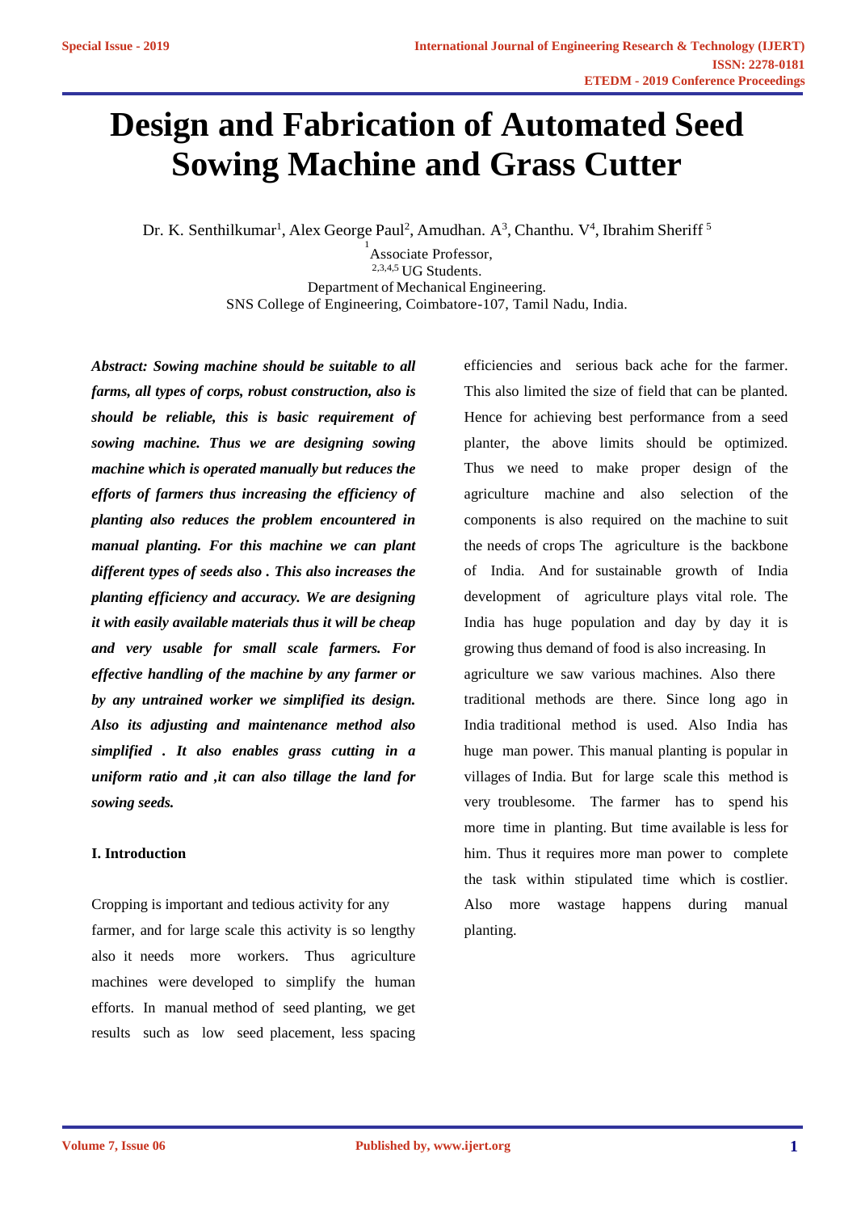# Design and Fabrication of Automated Seed Sowing Machine and Grass Cutter

Dr. K. Senthilkumar[1], Alex George Paul[2], Amudhan. A[3], Chanthu. V[4], Ibrahim Sheriff [5]

[1]Associate Professor,
[2,3,4,5] UG Students.
Department of Mechanical Engineering.
SNS College of Engineering, Coimbatore-107, Tamil Nadu, India.

***Abstract: Sowing machine should be suitable to all farms, all types of corps, robust construction, also is should be reliable, this is basic requirement of sowing machine. Thus we are designing sowing machine which is operated manually but reduces the efforts of farmers thus increasing the efficiency of planting also reduces the problem encountered in manual planting. For this machine we can plant different types of seeds also . This also increases the planting efficiency and accuracy. We are designing it with easily available materials thus it will be cheap and very usable for small scale farmers. For effective handling of the machine by any farmer or by any untrained worker we simplified its design. Also its adjusting and maintenance method also simplified . It also enables grass cutting in a uniform ratio and ,it can also tillage the land for sowing seeds.***

## I. Introduction

Cropping is important and tedious activity for any farmer, and for large scale this activity is so lengthy also it needs more workers. Thus agriculture machines were developed to simplify the human efforts. In manual method of seed planting, we get results such as low seed placement, less spacing efficiencies and serious back ache for the farmer. This also limited the size of field that can be planted. Hence for achieving best performance from a seed planter, the above limits should be optimized. Thus we need to make proper design of the agriculture machine and also selection of the components is also required on the machine to suit the needs of crops The agriculture is the backbone of India. And for sustainable growth of India development of agriculture plays vital role. The India has huge population and day by day it is growing thus demand of food is also increasing. In agriculture we saw various machines. Also there traditional methods are there. Since long ago in India traditional method is used. Also India has huge man power. This manual planting is popular in villages of India. But for large scale this method is very troublesome. The farmer has to spend his more time in planting. But time available is less for him. Thus it requires more man power to complete the task within stipulated time which is costlier. Also more wastage happens during manual planting.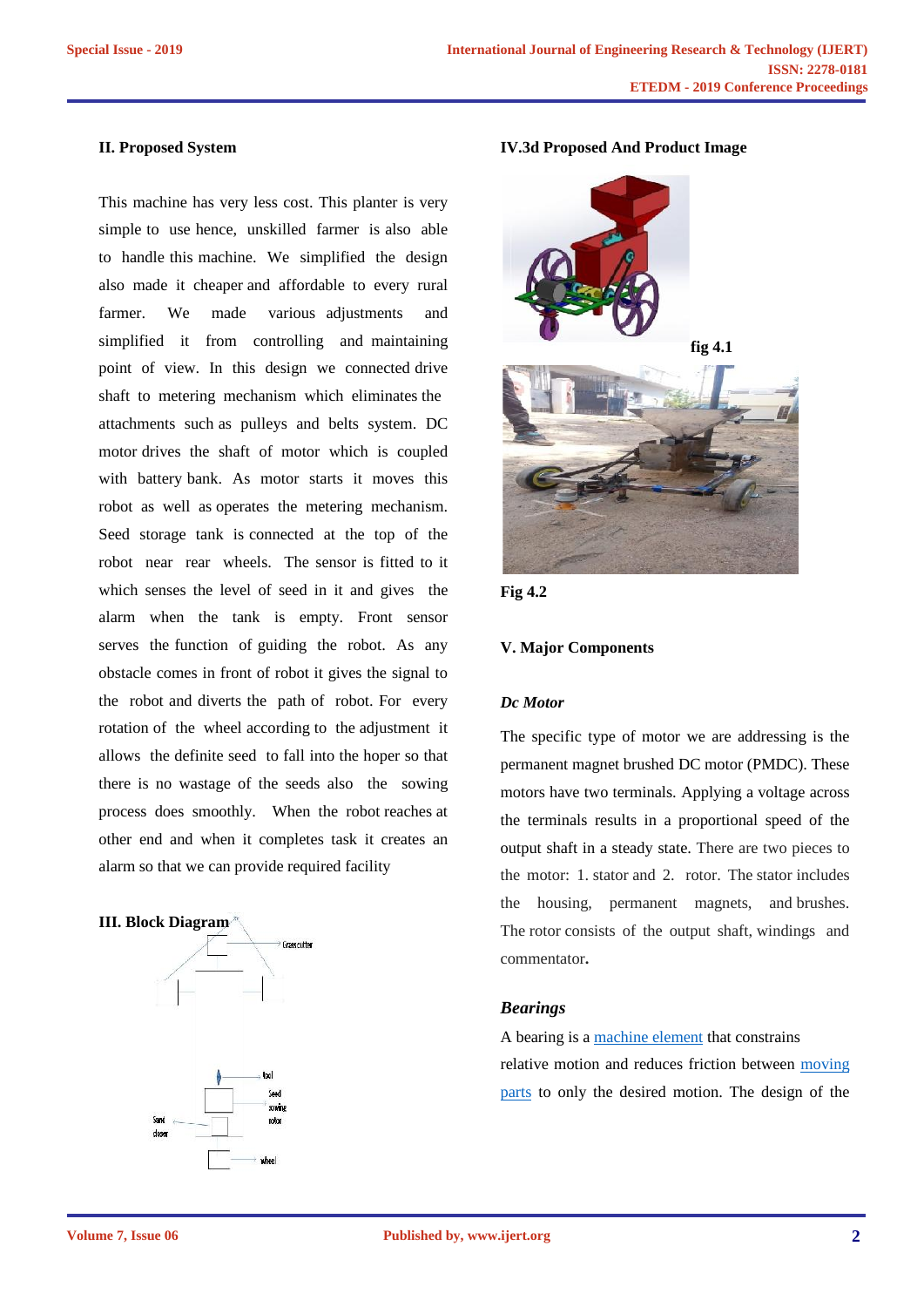## II. Proposed System

This machine has very less cost. This planter is very simple to use hence, unskilled farmer is also able to handle this machine. We simplified the design also made it cheaper and affordable to every rural farmer. We made various adjustments and simplified it from controlling and maintaining point of view. In this design we connected drive shaft to metering mechanism which eliminates the attachments such as pulleys and belts system. DC motor drives the shaft of motor which is coupled with battery bank. As motor starts it moves this robot as well as operates the metering mechanism. Seed storage tank is connected at the top of the robot near rear wheels. The sensor is fitted to it which senses the level of seed in it and gives the alarm when the tank is empty. Front sensor serves the function of guiding the robot. As any obstacle comes in front of robot it gives the signal to the robot and diverts the path of robot. For every rotation of the wheel according to the adjustment it allows the definite seed to fall into the hoper so that there is no wastage of the seeds also the sowing process does smoothly. When the robot reaches at other end and when it completes task it creates an alarm so that we can provide required facility

## III. Block Diagram

Grass cutter

Tool

Seed sowing rotor

Sand closer

wheel

## IV.3d Proposed And Product Image

fig 4.1

Fig 4.2

## V. Major Components

### *Dc Motor*

The specific type of motor we are addressing is the permanent magnet brushed DC motor (PMDC). These motors have two terminals. Applying a voltage across the terminals results in a proportional speed of the output shaft in a steady state. There are two pieces to the motor: 1. stator and 2. rotor. The stator includes the housing, permanent magnets, and brushes. The rotor consists of the output shaft, windings and commentator.

### *Bearings*

A bearing is a machine element that constrains relative motion and reduces friction between moving parts to only the desired motion. The design of the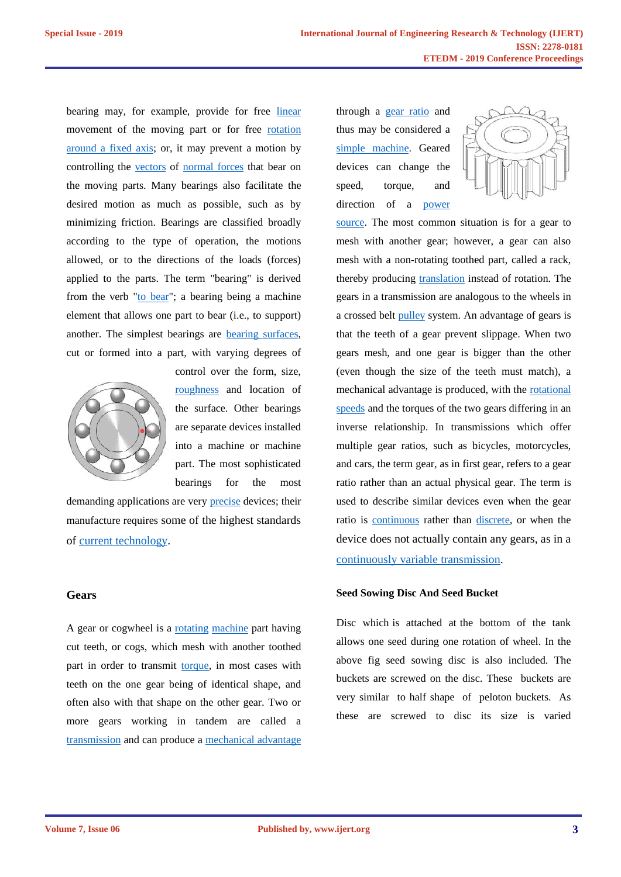bearing may, for example, provide for free linear movement of the moving part or for free rotation around a fixed axis; or, it may prevent a motion by controlling the vectors of normal forces that bear on the moving parts. Many bearings also facilitate the desired motion as much as possible, such as by minimizing friction. Bearings are classified broadly according to the type of operation, the motions allowed, or to the directions of the loads (forces) applied to the parts. The term "bearing" is derived from the verb "to bear"; a bearing being a machine element that allows one part to bear (i.e., to support) another. The simplest bearings are bearing surfaces, cut or formed into a part, with varying degrees of control over the form, size, roughness and location of the surface. Other bearings are separate devices installed into a machine or machine part. The most sophisticated bearings for the most demanding applications are very precise devices; their manufacture requires some of the highest standards of current technology.

## Gears

A gear or cogwheel is a rotating machine part having cut teeth, or cogs, which mesh with another toothed part in order to transmit torque, in most cases with teeth on the one gear being of identical shape, and often also with that shape on the other gear. Two or more gears working in tandem are called a transmission and can produce a mechanical advantage through a gear ratio and thus may be considered a simple machine. Geared devices can change the speed, torque, and direction of a power source. The most common situation is for a gear to mesh with another gear; however, a gear can also mesh with a non-rotating toothed part, called a rack, thereby producing translation instead of rotation. The gears in a transmission are analogous to the wheels in a crossed belt pulley system. An advantage of gears is that the teeth of a gear prevent slippage. When two gears mesh, and one gear is bigger than the other (even though the size of the teeth must match), a mechanical advantage is produced, with the rotational speeds and the torques of the two gears differing in an inverse relationship. In transmissions which offer multiple gear ratios, such as bicycles, motorcycles, and cars, the term gear, as in first gear, refers to a gear ratio rather than an actual physical gear. The term is used to describe similar devices even when the gear ratio is continuous rather than discrete, or when the device does not actually contain any gears, as in a continuously variable transmission.

## Seed Sowing Disc And Seed Bucket

Disc which is attached at the bottom of the tank allows one seed during one rotation of wheel. In the above fig seed sowing disc is also included. The buckets are screwed on the disc. These buckets are very similar to half shape of peloton buckets. As these are screwed to disc its size is varied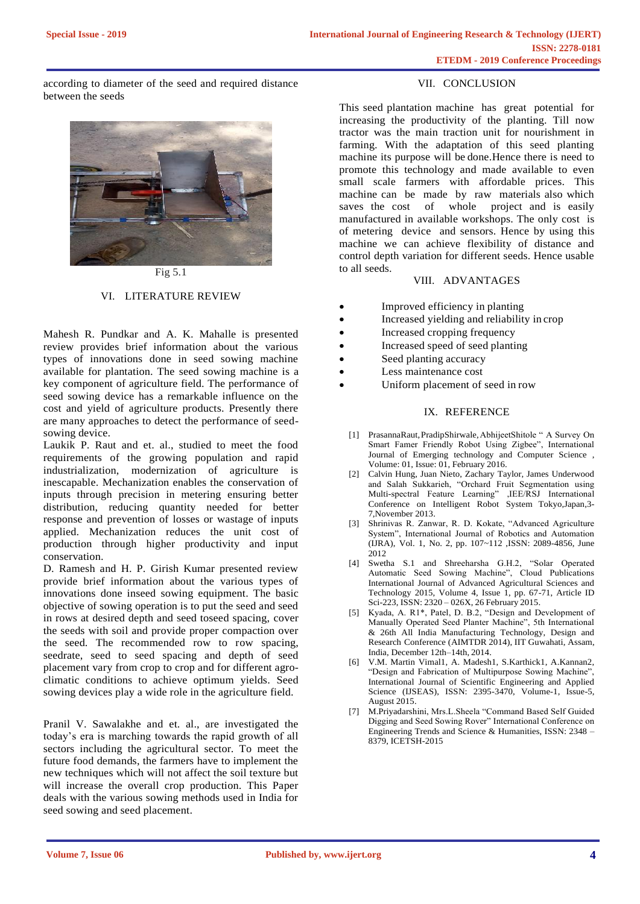according to diameter of the seed and required distance between the seeds

Fig 5.1

## VI. LITERATURE REVIEW

Mahesh R. Pundkar and A. K. Mahalle is presented review provides brief information about the various types of innovations done in seed sowing machine available for plantation. The seed sowing machine is a key component of agriculture field. The performance of seed sowing device has a remarkable influence on the cost and yield of agriculture products. Presently there are many approaches to detect the performance of seed-sowing device.

Laukik P. Raut and et. al., studied to meet the food requirements of the growing population and rapid industrialization, modernization of agriculture is inescapable. Mechanization enables the conservation of inputs through precision in metering ensuring better distribution, reducing quantity needed for better response and prevention of losses or wastage of inputs applied. Mechanization reduces the unit cost of production through higher productivity and input conservation.

D. Ramesh and H. P. Girish Kumar presented review provide brief information about the various types of innovations done inseed sowing equipment. The basic objective of sowing operation is to put the seed and seed in rows at desired depth and seed toseed spacing, cover the seeds with soil and provide proper compaction over the seed. The recommended row to row spacing, seedrate, seed to seed spacing and depth of seed placement vary from crop to crop and for different agro-climatic conditions to achieve optimum yields. Seed sowing devices play a wide role in the agriculture field.

Pranil V. Sawalakhe and et. al., are investigated the today's era is marching towards the rapid growth of all sectors including the agricultural sector. To meet the future food demands, the farmers have to implement the new techniques which will not affect the soil texture but will increase the overall crop production. This Paper deals with the various sowing methods used in India for seed sowing and seed placement.

## VII. CONCLUSION

This seed plantation machine has great potential for increasing the productivity of the planting. Till now tractor was the main traction unit for nourishment in farming. With the adaptation of this seed planting machine its purpose will be done.Hence there is need to promote this technology and made available to even small scale farmers with affordable prices. This machine can be made by raw materials also which saves the cost of whole project and is easily manufactured in available workshops. The only cost is of metering device and sensors. Hence by using this machine we can achieve flexibility of distance and control depth variation for different seeds. Hence usable to all seeds.

## VIII. ADVANTAGES

- Improved efficiency in planting
- Increased yielding and reliability in crop
- Increased cropping frequency
- Increased speed of seed planting
- Seed planting accuracy
- Less maintenance cost
- Uniform placement of seed in row

## IX. REFERENCE

[1] PrasannaRaut, PradipShirwale, AbhijeetShitole " A Survey On Smart Famer Friendly Robot Using Zigbee", International Journal of Emerging technology and Computer Science , Volume: 01, Issue: 01, February 2016.

[2] Calvin Hung, Juan Nieto, Zachary Taylor, James Underwood and Salah Sukkarieh, "Orchard Fruit Segmentation using Multi-spectral Feature Learning" ,IEE/RSJ International Conference on Intelligent Robot System Tokyo,Japan,3-7,November 2013.

[3] Shrinivas R. Zanwar, R. D. Kokate, "Advanced Agriculture System", International Journal of Robotics and Automation (IJRA), Vol. 1, No. 2, pp. 107~112 ,ISSN: 2089-4856, June 2012

[4] Swetha S.1 and Shreeharsha G.H.2, "Solar Operated Automatic Seed Sowing Machine", Cloud Publications International Journal of Advanced Agricultural Sciences and Technology 2015, Volume 4, Issue 1, pp. 67-71, Article ID Sci-223, ISSN: 2320 – 026X, 26 February 2015.

[5] Kyada, A. R1*, Patel, D. B.2, "Design and Development of Manually Operated Seed Planter Machine", 5th International & 26th All India Manufacturing Technology, Design and Research Conference (AIMTDR 2014), IIT Guwahati, Assam, India, December 12th–14th, 2014.

[6] V.M. Martin Vimal1, A. Madesh1, S.Karthick1, A.Kannan2, "Design and Fabrication of Multipurpose Sowing Machine", International Journal of Scientific Engineering and Applied Science (IJSEAS), ISSN: 2395-3470, Volume-1, Issue-5, August 2015.

[7] M.Priyadarshini, Mrs.L.Sheela "Command Based Self Guided Digging and Seed Sowing Rover" International Conference on Engineering Trends and Science & Humanities, ISSN: 2348 – 8379, ICETSH-2015